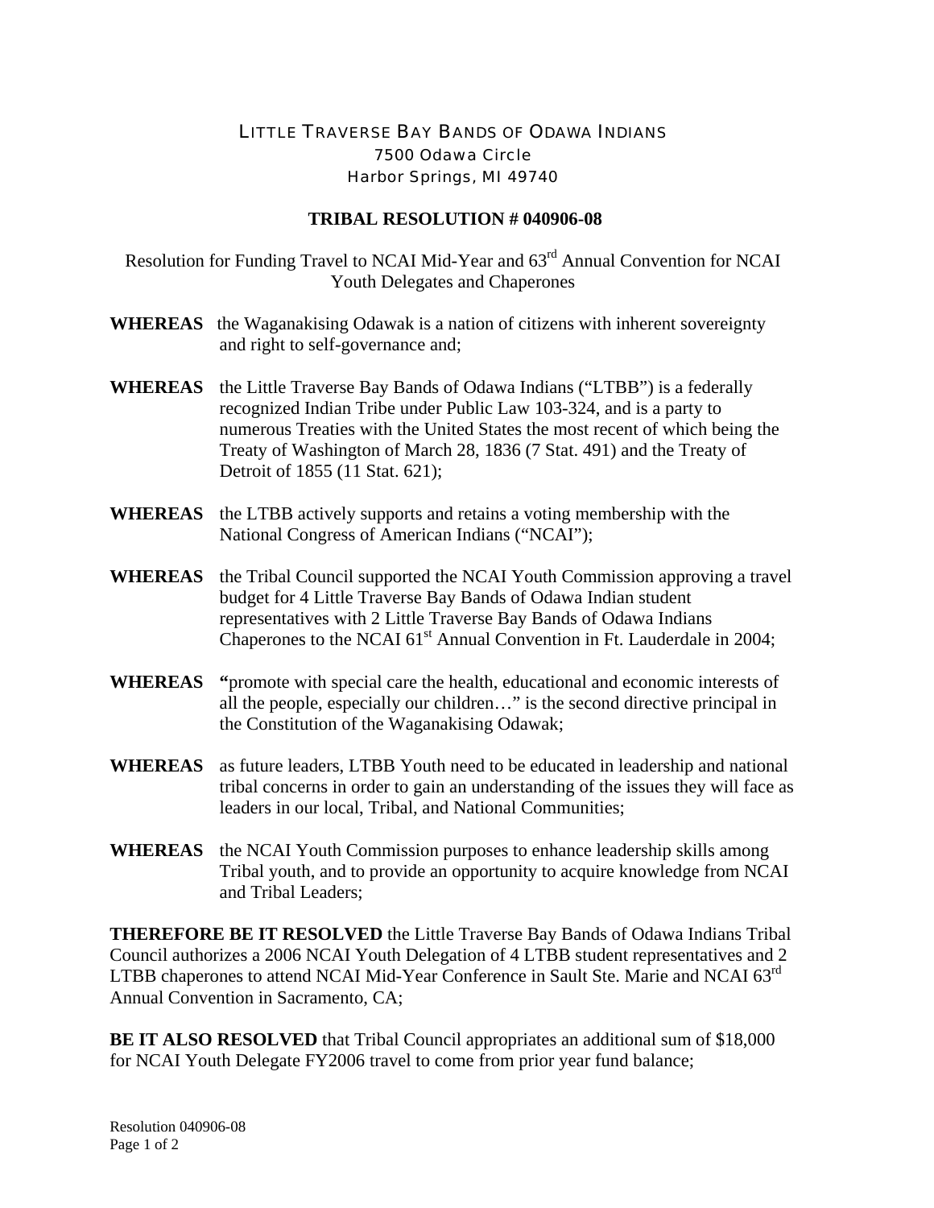# LITTLE TRAVERSE BAY BANDS OF ODAWA INDIANS

7500 Odawa Circle
Harbor Springs, MI 49740

## TRIBAL RESOLUTION # 040906-08

Resolution for Funding Travel to NCAI Mid-Year and 63rd Annual Convention for NCAI Youth Delegates and Chaperones

**WHEREAS** the Waganakising Odawak is a nation of citizens with inherent sovereignty and right to self-governance and;

**WHEREAS** the Little Traverse Bay Bands of Odawa Indians ("LTBB") is a federally recognized Indian Tribe under Public Law 103-324, and is a party to numerous Treaties with the United States the most recent of which being the Treaty of Washington of March 28, 1836 (7 Stat. 491) and the Treaty of Detroit of 1855 (11 Stat. 621);

**WHEREAS** the LTBB actively supports and retains a voting membership with the National Congress of American Indians ("NCAI");

**WHEREAS** the Tribal Council supported the NCAI Youth Commission approving a travel budget for 4 Little Traverse Bay Bands of Odawa Indian student representatives with 2 Little Traverse Bay Bands of Odawa Indians Chaperones to the NCAI 61st Annual Convention in Ft. Lauderdale in 2004;

**WHEREAS** **"**promote with special care the health, educational and economic interests of all the people, especially our children…" is the second directive principal in the Constitution of the Waganakising Odawak;

**WHEREAS** as future leaders, LTBB Youth need to be educated in leadership and national tribal concerns in order to gain an understanding of the issues they will face as leaders in our local, Tribal, and National Communities;

**WHEREAS** the NCAI Youth Commission purposes to enhance leadership skills among Tribal youth, and to provide an opportunity to acquire knowledge from NCAI and Tribal Leaders;

**THEREFORE BE IT RESOLVED** the Little Traverse Bay Bands of Odawa Indians Tribal Council authorizes a 2006 NCAI Youth Delegation of 4 LTBB student representatives and 2 LTBB chaperones to attend NCAI Mid-Year Conference in Sault Ste. Marie and NCAI 63rd Annual Convention in Sacramento, CA;

**BE IT ALSO RESOLVED** that Tribal Council appropriates an additional sum of $18,000 for NCAI Youth Delegate FY2006 travel to come from prior year fund balance;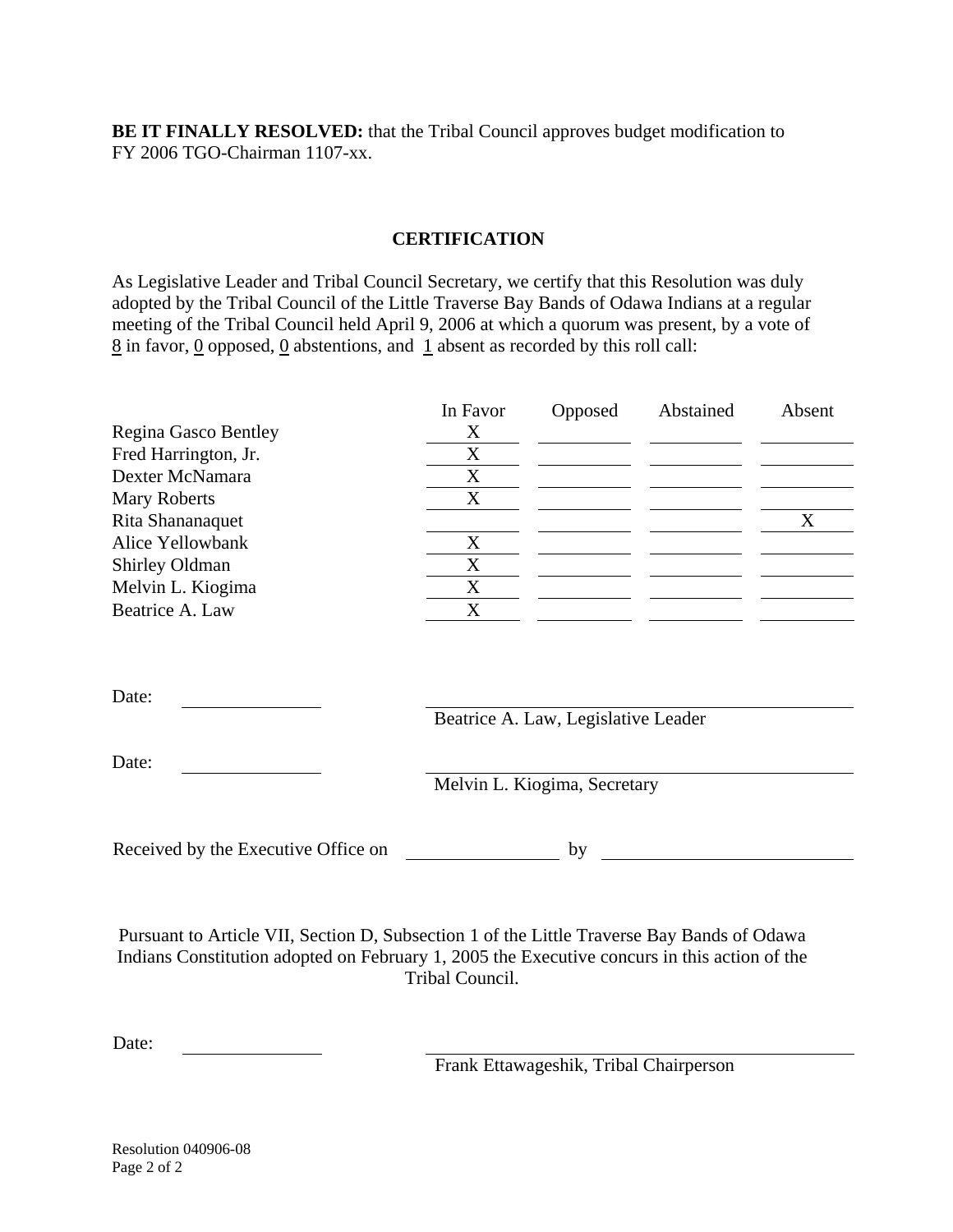**BE IT FINALLY RESOLVED:** that the Tribal Council approves budget modification to FY 2006 TGO-Chairman 1107-xx.

## CERTIFICATION

As Legislative Leader and Tribal Council Secretary, we certify that this Resolution was duly adopted by the Tribal Council of the Little Traverse Bay Bands of Odawa Indians at a regular meeting of the Tribal Council held April 9, 2006 at which a quorum was present, by a vote of 8 in favor, 0 opposed, 0 abstentions, and 1 absent as recorded by this roll call:

| | In Favor | Opposed | Abstained | Absent |
|---|---|---|---|---|
| Regina Gasco Bentley | X | | | |
| Fred Harrington, Jr. | X | | | |
| Dexter McNamara | X | | | |
| Mary Roberts | X | | | |
| Rita Shananaquet | | | | X |
| Alice Yellowbank | X | | | |
| Shirley Oldman | X | | | |
| Melvin L. Kiogima | X | | | |
| Beatrice A. Law | X | | | |

Date: ______________

______________________________
Beatrice A. Law, Legislative Leader

Date: ______________

______________________________
Melvin L. Kiogima, Secretary

Received by the Executive Office on ______________ by ______________________

Pursuant to Article VII, Section D, Subsection 1 of the Little Traverse Bay Bands of Odawa Indians Constitution adopted on February 1, 2005 the Executive concurs in this action of the Tribal Council.

Date: ______________

______________________________
Frank Ettawageshik, Tribal Chairperson

Resolution 040906-08